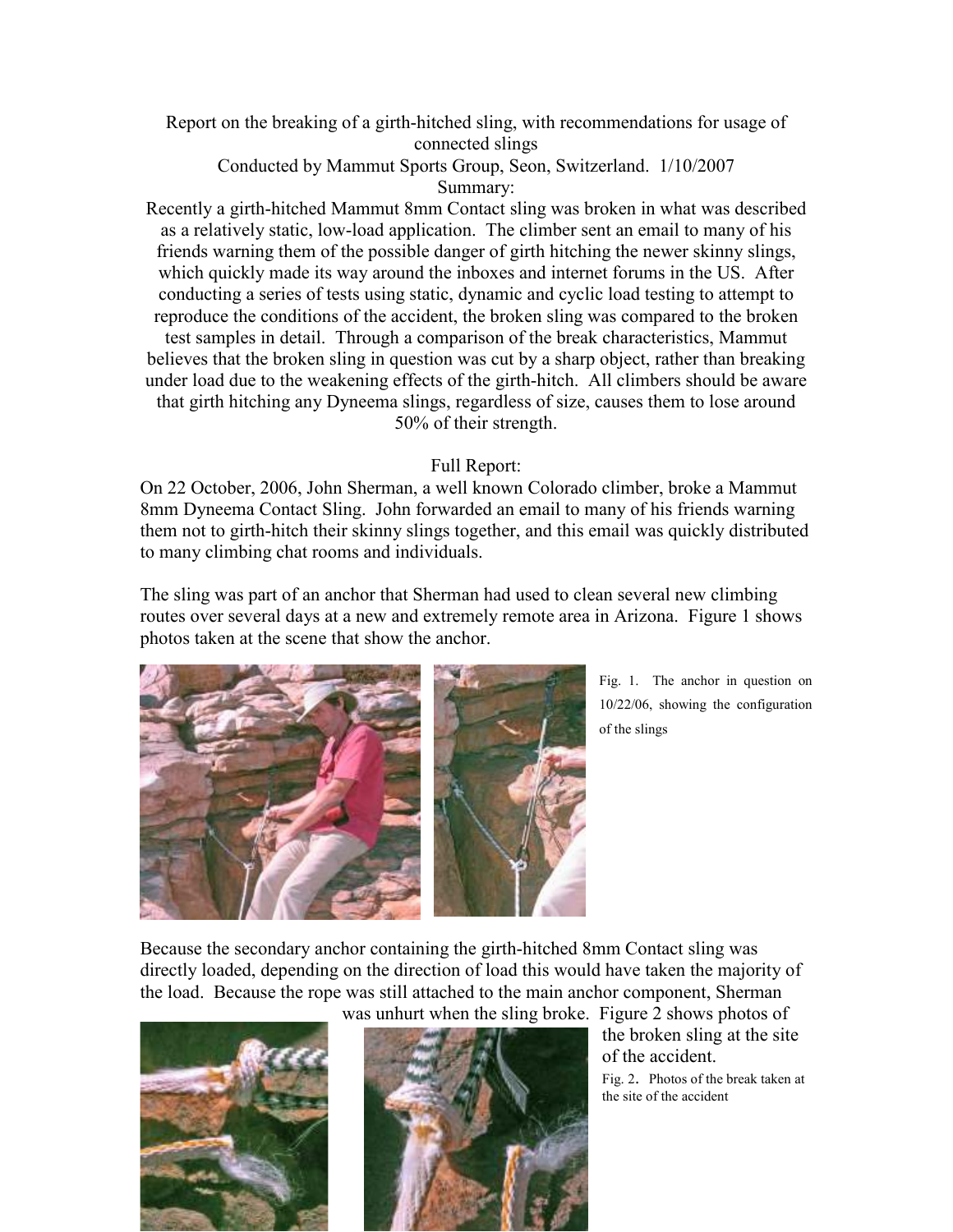Report on the breaking of a girth-hitched sling, with recommendations for usage of connected slings

Conducted by Mammut Sports Group, Seon, Switzerland. 1/10/2007

Summary:

Recently a girth-hitched Mammut 8mm Contact sling was broken in what was described as a relatively static, low-load application. The climber sent an email to many of his friends warning them of the possible danger of girth hitching the newer skinny slings, which quickly made its way around the inboxes and internet forums in the US. After conducting a series of tests using static, dynamic and cyclic load testing to attempt to reproduce the conditions of the accident, the broken sling was compared to the broken test samples in detail. Through a comparison of the break characteristics, Mammut believes that the broken sling in question was cut by a sharp object, rather than breaking under load due to the weakening effects of the girth-hitch. All climbers should be aware that girth hitching any Dyneema slings, regardless of size, causes them to lose around 50% of their strength.

Full Report:

On 22 October, 2006, John Sherman, a well known Colorado climber, broke a Mammut 8mm Dyneema Contact Sling. John forwarded an email to many of his friends warning them not to girth-hitch their skinny slings together, and this email was quickly distributed to many climbing chat rooms and individuals.

The sling was part of an anchor that Sherman had used to clean several new climbing routes over several days at a new and extremely remote area in Arizona. Figure 1 shows photos taken at the scene that show the anchor.

Fig. 1. The anchor in question on 10/22/06, showing the configuration of the slings

Because the secondary anchor containing the girth-hitched 8mm Contact sling was directly loaded, depending on the direction of load this would have taken the majority of the load. Because the rope was still attached to the main anchor component, Sherman was unhurt when the sling broke. Figure 2 shows photos of the broken sling at the site of the accident.

Fig. 2. Photos of the break taken at the site of the accident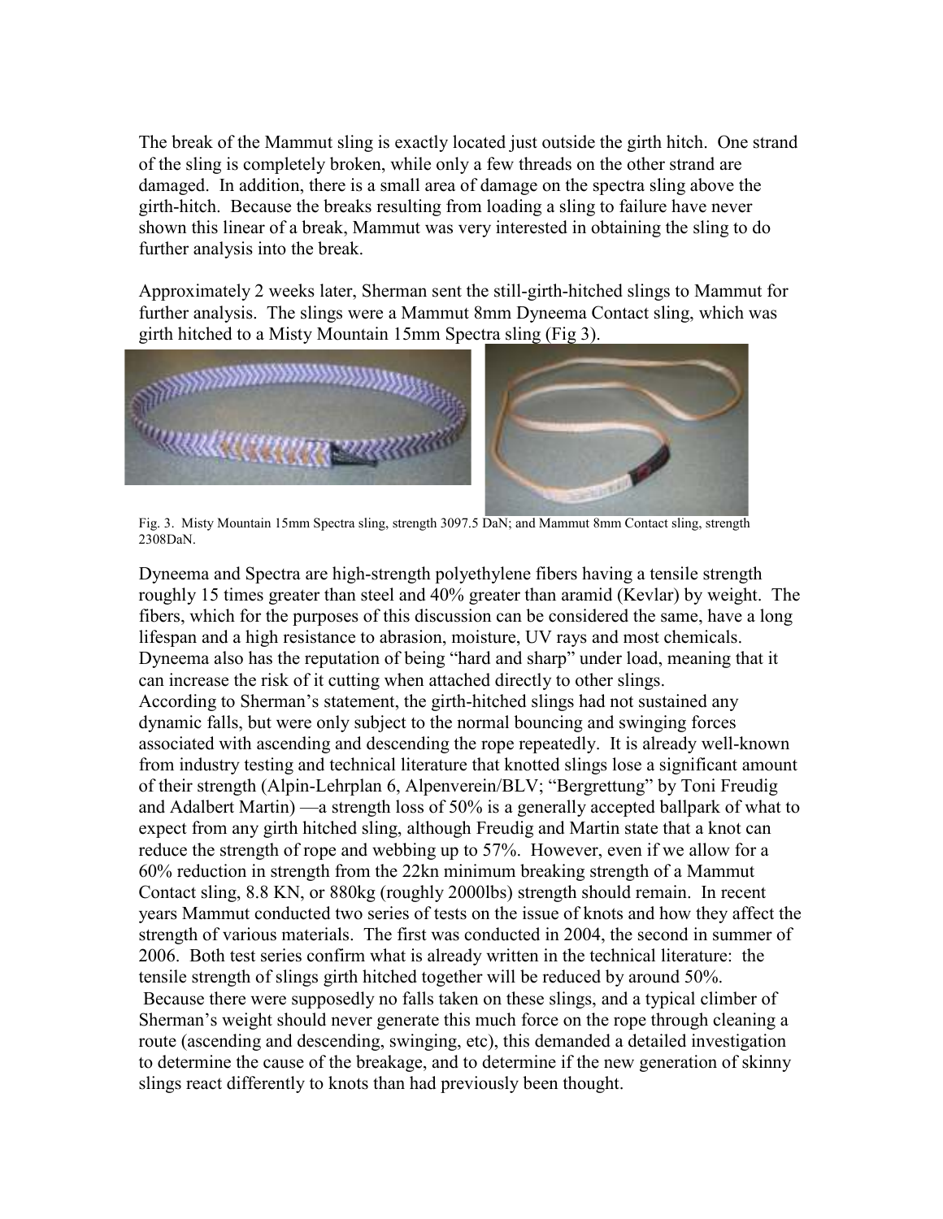The break of the Mammut sling is exactly located just outside the girth hitch. One strand of the sling is completely broken, while only a few threads on the other strand are damaged. In addition, there is a small area of damage on the spectra sling above the girth-hitch. Because the breaks resulting from loading a sling to failure have never shown this linear of a break, Mammut was very interested in obtaining the sling to do further analysis into the break.

Approximately 2 weeks later, Sherman sent the still-girth-hitched slings to Mammut for further analysis. The slings were a Mammut 8mm Dyneema Contact sling, which was girth hitched to a Misty Mountain 15mm Spectra sling (Fig 3).

Fig. 3. Misty Mountain 15mm Spectra sling, strength 3097.5 DaN; and Mammut 8mm Contact sling, strength 2308DaN.

Dyneema and Spectra are high-strength polyethylene fibers having a tensile strength roughly 15 times greater than steel and 40% greater than aramid (Kevlar) by weight. The fibers, which for the purposes of this discussion can be considered the same, have a long lifespan and a high resistance to abrasion, moisture, UV rays and most chemicals. Dyneema also has the reputation of being "hard and sharp" under load, meaning that it can increase the risk of it cutting when attached directly to other slings.
According to Sherman's statement, the girth-hitched slings had not sustained any dynamic falls, but were only subject to the normal bouncing and swinging forces associated with ascending and descending the rope repeatedly. It is already well-known from industry testing and technical literature that knotted slings lose a significant amount of their strength (Alpin-Lehrplan 6, Alpenverein/BLV; "Bergrettung" by Toni Freudig and Adalbert Martin) —a strength loss of 50% is a generally accepted ballpark of what to expect from any girth hitched sling, although Freudig and Martin state that a knot can reduce the strength of rope and webbing up to 57%. However, even if we allow for a 60% reduction in strength from the 22kn minimum breaking strength of a Mammut Contact sling, 8.8 KN, or 880kg (roughly 2000lbs) strength should remain. In recent years Mammut conducted two series of tests on the issue of knots and how they affect the strength of various materials. The first was conducted in 2004, the second in summer of 2006. Both test series confirm what is already written in the technical literature: the tensile strength of slings girth hitched together will be reduced by around 50%.
Because there were supposedly no falls taken on these slings, and a typical climber of Sherman's weight should never generate this much force on the rope through cleaning a route (ascending and descending, swinging, etc), this demanded a detailed investigation to determine the cause of the breakage, and to determine if the new generation of skinny slings react differently to knots than had previously been thought.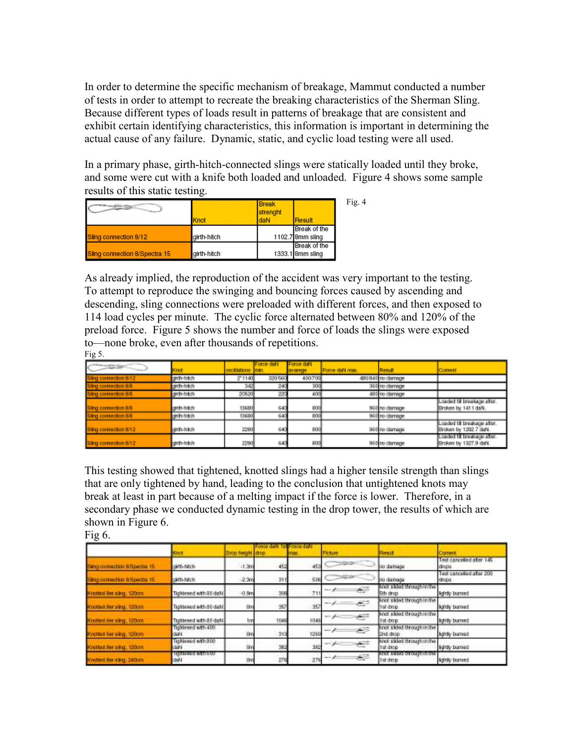In order to determine the specific mechanism of breakage, Mammut conducted a number of tests in order to attempt to recreate the breaking characteristics of the Sherman Sling. Because different types of loads result in patterns of breakage that are consistent and exhibit certain identifying characteristics, this information is important in determining the actual cause of any failure. Dynamic, static, and cyclic load testing were all used.

In a primary phase, girth-hitch-connected slings were statically loaded until they broke, and some were cut with a knife both loaded and unloaded. Figure 4 shows some sample results of this static testing.

Fig. 4

| | Knot | Break strenght daN | Result |
|---|---|---|---|
| Sling connection 8/12 | girth-hitch | 1102.7 | Break of the 8mm sling |
| Sling connection 8/Spectra 15 | girth-hitch | 1333.1 | Break of the 8mm sling |

As already implied, the reproduction of the accident was very important to the testing. To attempt to reproduce the swinging and bouncing forces caused by ascending and descending, sling connections were preloaded with different forces, and then exposed to 114 load cycles per minute. The cyclic force alternated between 80% and 120% of the preload force. Figure 5 shows the number and force of loads the slings were exposed to—none broke, even after thousands of repetitions.

Fig 5.

| | Knot | oscillations | Force daN min. | Force daN average | Force daN max. | Result | Coment |
|---|---|---|---|---|---|---|---|
| Sling connection 8/12 | girth-hitch | 2*1140 | 320/560 | 400/700 | 480/840 | no damage | |
| Sling connection 8/8 | girth-hitch | 342 | 240 | 300 | 360 | no damage | |
| Sling connection 8/8 | girth-hitch | 20520 | 220 | 400 | 480 | no damage | |
| Sling connection 8/8 | girth-hitch | 13680 | 640 | 800 | 960 | no damage | Loaded till breakage after. Broken by 1411 daN. |
| Sling connection 8/8 | girth-hitch | 13680 | 640 | 800 | 960 | no damage | |
| Sling connection 8/12 | girth-hitch | 2280 | 640 | 800 | 960 | no damage | Loaded till breakage after. Broken by 1292.7 daN. |
| Sling connection 8/12 | girth-hitch | 2280 | 640 | 800 | 960 | no damage | Loaded till breakage after. Broken by 1327.9 daN. |

This testing showed that tightened, knotted slings had a higher tensile strength than slings that are only tightened by hand, leading to the conclusion that untightened knots may break at least in part because of a melting impact if the force is lower. Therefore, in a secondary phase we conducted dynamic testing in the drop tower, the results of which are shown in Figure 6.

Fig 6.

| | Knot | Drop height | Force daN 1st drop | Force daN max. | Picture | Result | Coment |
|---|---|---|---|---|---|---|---|
| Sling connection 8/Spectra 15 | girth-hitch | -1.3m | 452 | 453 | | no damage | Test canceled after 146 drops |
| Sling connection 8/Spectra 15 | girth-hitch | -2.3m | 311 | 506 | | no damage | Test canceled after 200 drops |
| Knotted 8er sling, 120cm | Tightened with 80 daN | -0.9m | 308 | 711 | | Knot slided through in the 5th drop | lightly burned |
| Knotted 8er sling, 120cm | Tightened with 80 daN | 0m | 357 | 357 | | Knot slided through in the 1st drop | lightly burned |
| Knotted 6er sling, 120cm | Tightened with 80 daN | 1m | 1046 | 1046 | | Knot slided through in the 1st drop | lightly burned |
| Knotted 8er sling, 120cm | Tightened with 400 daN | 0m | 313 | 1260 | | Knot slided through in the 2nd drop | lightly burned |
| Knotted 8er sling, 120cm | Tightened with 800 daN | 0m | 382 | 382 | | Knot slided through in the 1st drop | lightly burned |
| Knotted 8er sling, 240cm | Tightened with 500 daN | 0m | 276 | 276 | | Knot slided through in the 1st drop | lightly burned |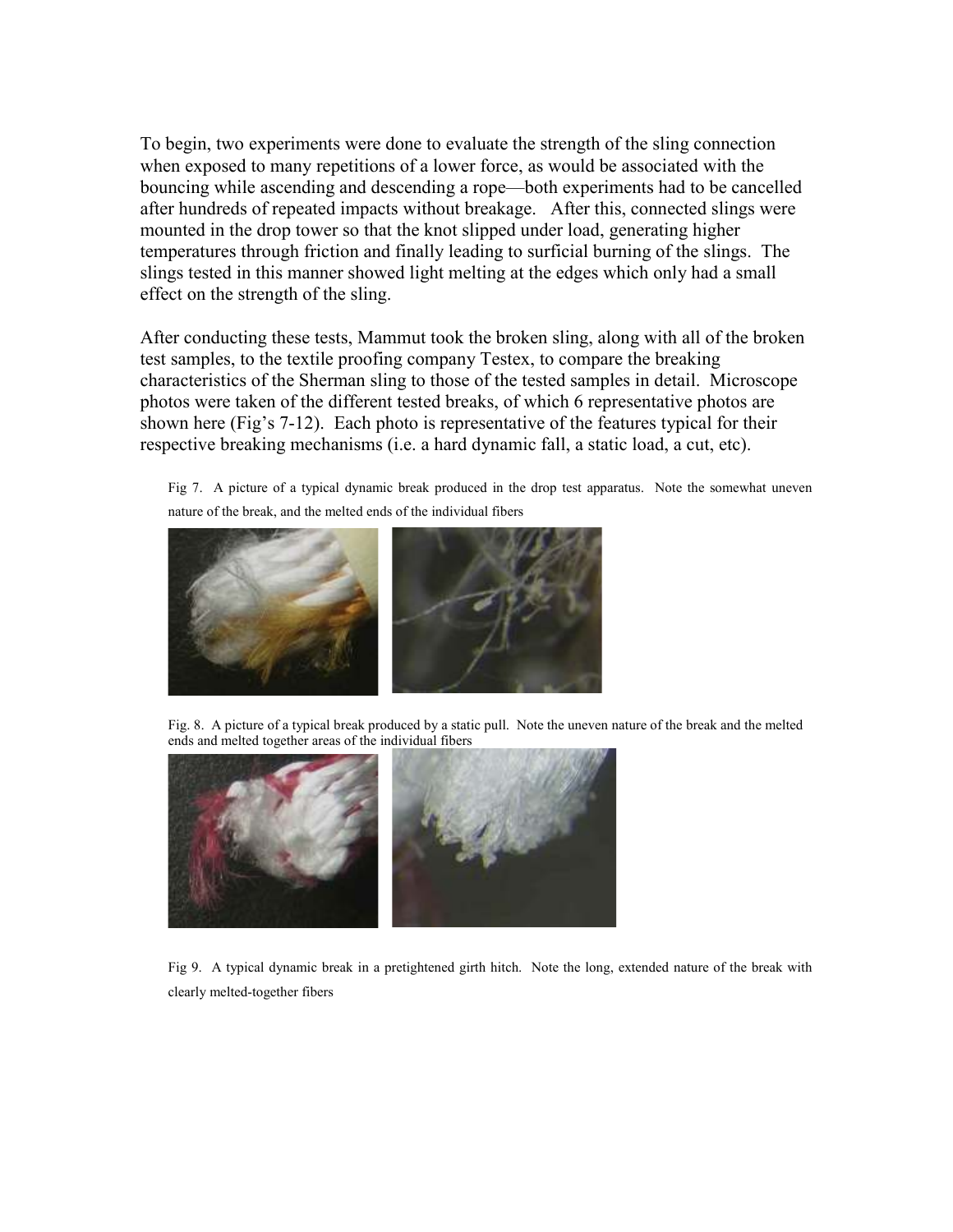To begin, two experiments were done to evaluate the strength of the sling connection when exposed to many repetitions of a lower force, as would be associated with the bouncing while ascending and descending a rope—both experiments had to be cancelled after hundreds of repeated impacts without breakage. After this, connected slings were mounted in the drop tower so that the knot slipped under load, generating higher temperatures through friction and finally leading to surficial burning of the slings. The slings tested in this manner showed light melting at the edges which only had a small effect on the strength of the sling.

After conducting these tests, Mammut took the broken sling, along with all of the broken test samples, to the textile proofing company Testex, to compare the breaking characteristics of the Sherman sling to those of the tested samples in detail. Microscope photos were taken of the different tested breaks, of which 6 representative photos are shown here (Fig's 7-12). Each photo is representative of the features typical for their respective breaking mechanisms (i.e. a hard dynamic fall, a static load, a cut, etc).

Fig 7. A picture of a typical dynamic break produced in the drop test apparatus. Note the somewhat uneven nature of the break, and the melted ends of the individual fibers

Fig. 8. A picture of a typical break produced by a static pull. Note the uneven nature of the break and the melted ends and melted together areas of the individual fibers

Fig 9. A typical dynamic break in a pretightened girth hitch. Note the long, extended nature of the break with clearly melted-together fibers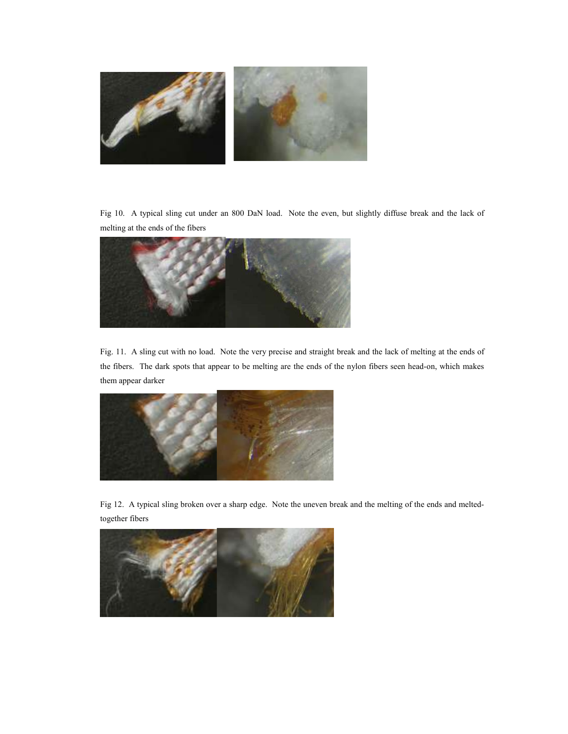Fig 10. A typical sling cut under an 800 DaN load. Note the even, but slightly diffuse break and the lack of melting at the ends of the fibers

Fig. 11. A sling cut with no load. Note the very precise and straight break and the lack of melting at the ends of the fibers. The dark spots that appear to be melting are the ends of the nylon fibers seen head-on, which makes them appear darker

Fig 12. A typical sling broken over a sharp edge. Note the uneven break and the melting of the ends and melted-together fibers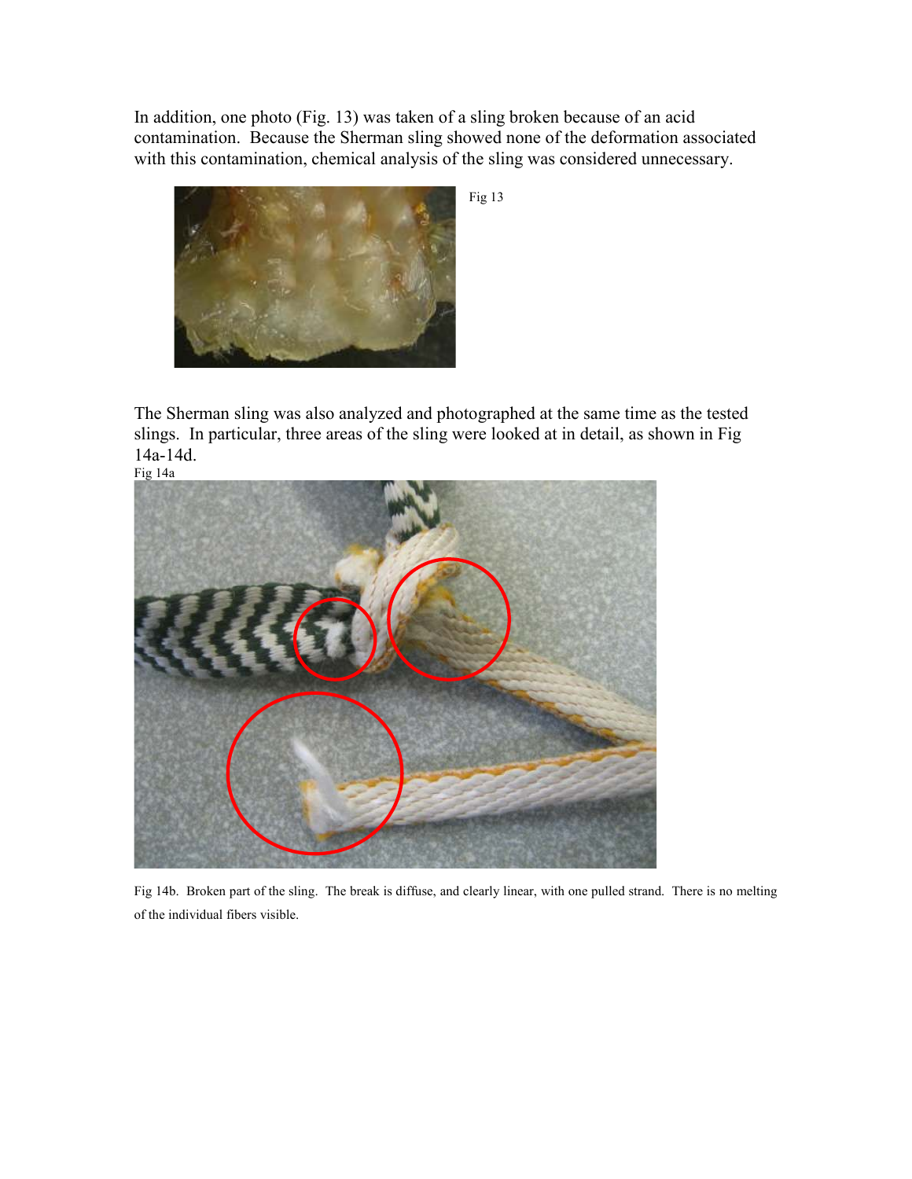In addition, one photo (Fig. 13) was taken of a sling broken because of an acid contamination. Because the Sherman sling showed none of the deformation associated with this contamination, chemical analysis of the sling was considered unnecessary.

Fig 13

The Sherman sling was also analyzed and photographed at the same time as the tested slings. In particular, three areas of the sling were looked at in detail, as shown in Fig 14a-14d.

Fig 14a

Fig 14b. Broken part of the sling. The break is diffuse, and clearly linear, with one pulled strand. There is no melting of the individual fibers visible.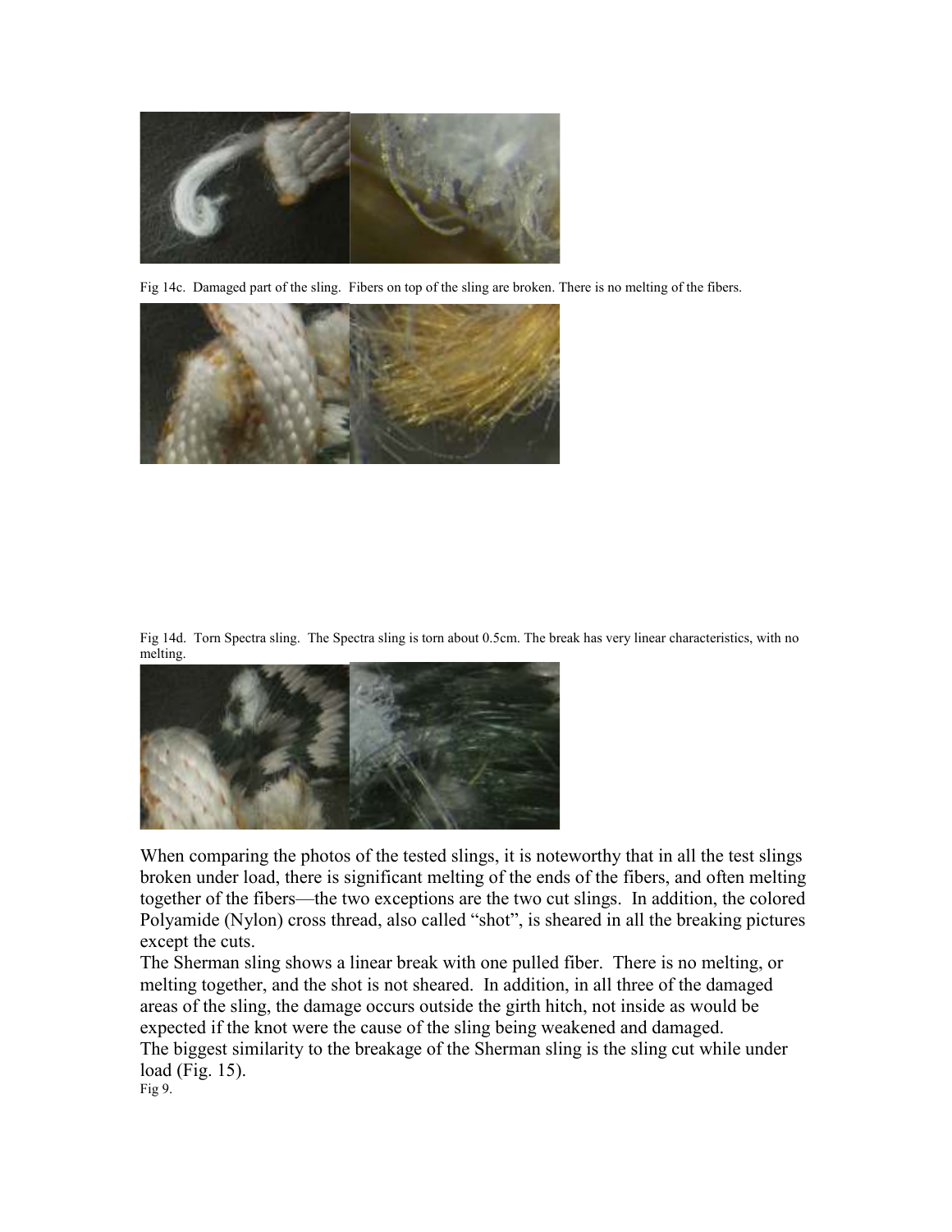Fig 14c. Damaged part of the sling. Fibers on top of the sling are broken. There is no melting of the fibers.

Fig 14d. Torn Spectra sling. The Spectra sling is torn about 0.5cm. The break has very linear characteristics, with no melting.

When comparing the photos of the tested slings, it is noteworthy that in all the test slings broken under load, there is significant melting of the ends of the fibers, and often melting together of the fibers—the two exceptions are the two cut slings. In addition, the colored Polyamide (Nylon) cross thread, also called "shot", is sheared in all the breaking pictures except the cuts.

The Sherman sling shows a linear break with one pulled fiber. There is no melting, or melting together, and the shot is not sheared. In addition, in all three of the damaged areas of the sling, the damage occurs outside the girth hitch, not inside as would be expected if the knot were the cause of the sling being weakened and damaged.

The biggest similarity to the breakage of the Sherman sling is the sling cut while under load (Fig. 15).

Fig 9.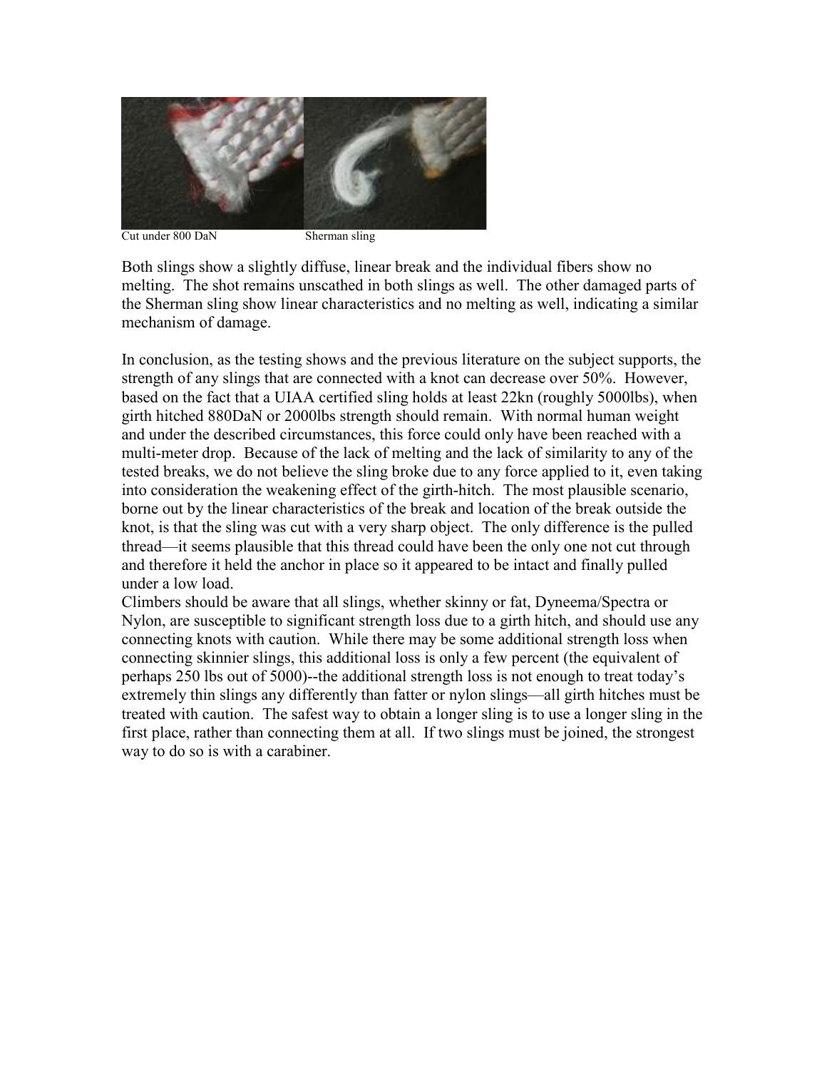Cut under 800 DaN Sherman sling

Both slings show a slightly diffuse, linear break and the individual fibers show no melting. The shot remains unscathed in both slings as well. The other damaged parts of the Sherman sling show linear characteristics and no melting as well, indicating a similar mechanism of damage.

In conclusion, as the testing shows and the previous literature on the subject supports, the strength of any slings that are connected with a knot can decrease over 50%. However, based on the fact that a UIAA certified sling holds at least 22kn (roughly 5000lbs), when girth hitched 880DaN or 2000lbs strength should remain. With normal human weight and under the described circumstances, this force could only have been reached with a multi-meter drop. Because of the lack of melting and the lack of similarity to any of the tested breaks, we do not believe the sling broke due to any force applied to it, even taking into consideration the weakening effect of the girth-hitch. The most plausible scenario, borne out by the linear characteristics of the break and location of the break outside the knot, is that the sling was cut with a very sharp object. The only difference is the pulled thread—it seems plausible that this thread could have been the only one not cut through and therefore it held the anchor in place so it appeared to be intact and finally pulled under a low load.

Climbers should be aware that all slings, whether skinny or fat, Dyneema/Spectra or Nylon, are susceptible to significant strength loss due to a girth hitch, and should use any connecting knots with caution. While there may be some additional strength loss when connecting skinnier slings, this additional loss is only a few percent (the equivalent of perhaps 250 lbs out of 5000)--the additional strength loss is not enough to treat today's extremely thin slings any differently than fatter or nylon slings—all girth hitches must be treated with caution. The safest way to obtain a longer sling is to use a longer sling in the first place, rather than connecting them at all. If two slings must be joined, the strongest way to do so is with a carabiner.